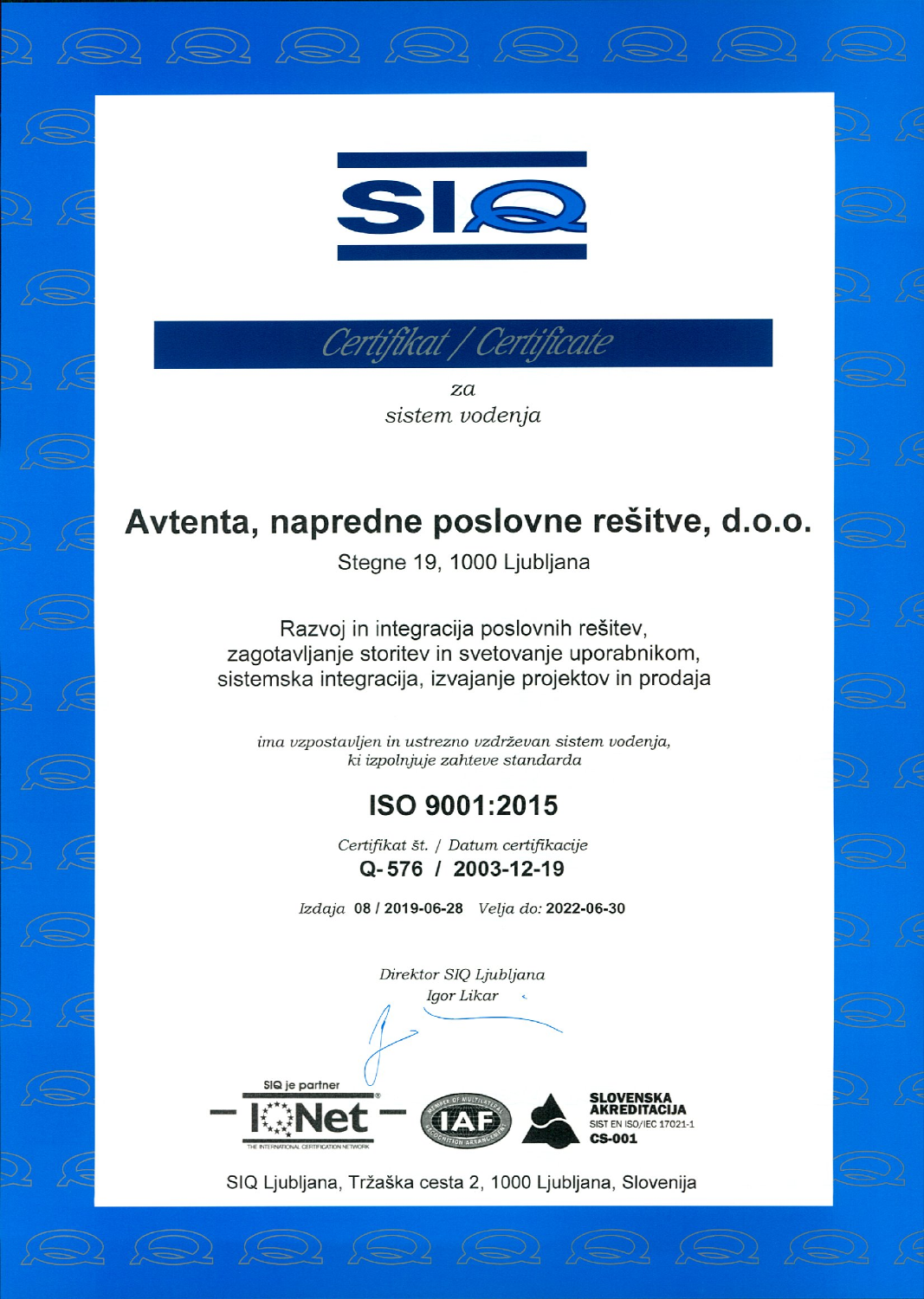SIQ

# Certifikat / Certificate

*za*
*sistem vodenja*

## Avtenta, napredne poslovne rešitve, d.o.o.

Stegne 19, 1000 Ljubljana

Razvoj in integracija poslovnih rešitev,
zagotavljanje storitev in svetovanje uporabnikom,
sistemska integracija, izvajanje projektov in prodaja

*ima vzpostavljen in ustrezno vzdrževan sistem vodenja,*
*ki izpolnjuje zahteve standarda*

## ISO 9001:2015

*Certifikat št. / Datum certifikacije*
**Q- 576 / 2003-12-19**

*Izdaja* **08 / 2019-06-28** *Velja do:* **2022-06-30**

*Direktor SIQ Ljubljana*
*Igor Likar*

SIQ je partner
IQNet
THE INTERNATIONAL CERTIFICATION NETWORK

IAF

SLOVENSKA AKREDITACIJA
SIST EN ISO/IEC 17021-1
CS-001

SIQ Ljubljana, Tržaška cesta 2, 1000 Ljubljana, Slovenija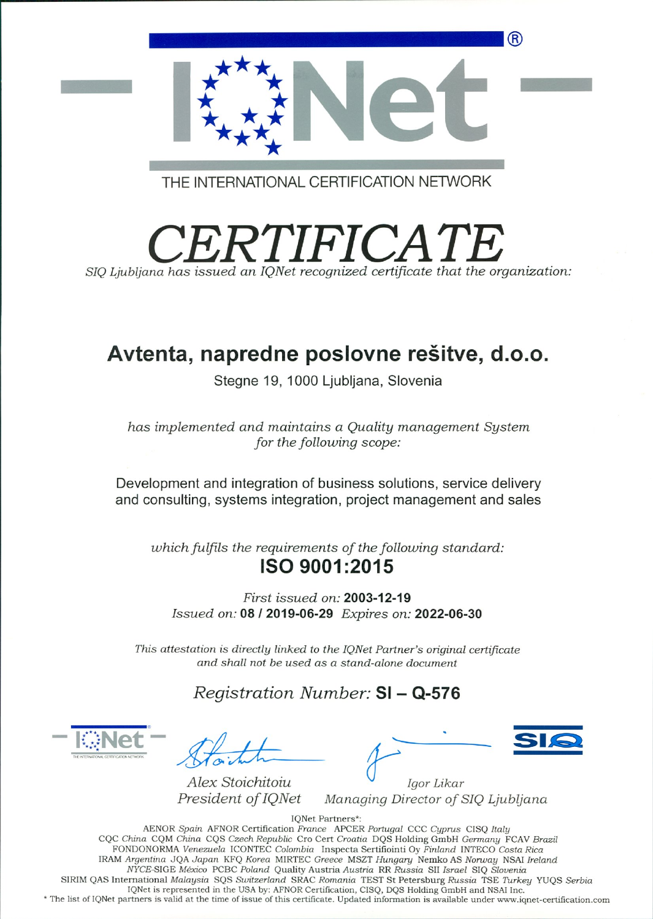IQNet®

THE INTERNATIONAL CERTIFICATION NETWORK

# CERTIFICATE

*SIQ Ljubljana has issued an IQNet recognized certificate that the organization:*

## Avtenta, napredne poslovne rešitve, d.o.o.

Stegne 19, 1000 Ljubljana, Slovenia

*has implemented and maintains a Quality management System for the following scope:*

Development and integration of business solutions, service delivery and consulting, systems integration, project management and sales

*which fulfils the requirements of the following standard:*

**ISO 9001:2015**

*First issued on:* **2003-12-19**

*Issued on:* **08 / 2019-06-29** *Expires on:* **2022-06-30**

*This attestation is directly linked to the IQNet Partner's original certificate and shall not be used as a stand-alone document*

*Registration Number:* **SI – Q-576**

*Alex Stoichitoiu*
*President of IQNet*

*Igor Likar*
*Managing Director of SIQ Ljubljana*

IQNet Partners*:

AENOR *Spain* AFNOR Certification *France* APCER *Portugal* CCC *Cyprus* CISQ *Italy* CQC *China* CQM *China* CQS *Czech Republic* Cro Cert *Croatia* DQS Holding GmbH *Germany* FCAV *Brazil* FONDONORMA *Venezuela* ICONTEC *Colombia* Inspecta Sertifiointi Oy *Finland* INTECO *Costa Rica* IRAM *Argentina* JQA *Japan* KFQ *Korea* MIRTEC *Greece* MSZT *Hungary* Nemko AS *Norway* NSAI *Ireland* *NYCE*-SIGE *México* PCBC *Poland* Quality Austria *Austria* RR *Russia* SII *Israel* SIQ *Slovenia* SIRIM QAS International *Malaysia* SQS *Switzerland* SRAC *Romania* TEST St Petersburg *Russia* TSE *Turkey* YUQS *Serbia*

IQNet is represented in the USA by: AFNOR Certification, CISQ, DQS Holding GmbH and NSAI Inc.

\* The list of IQNet partners is valid at the time of issue of this certificate. Updated information is available under www.iqnet-certification.com